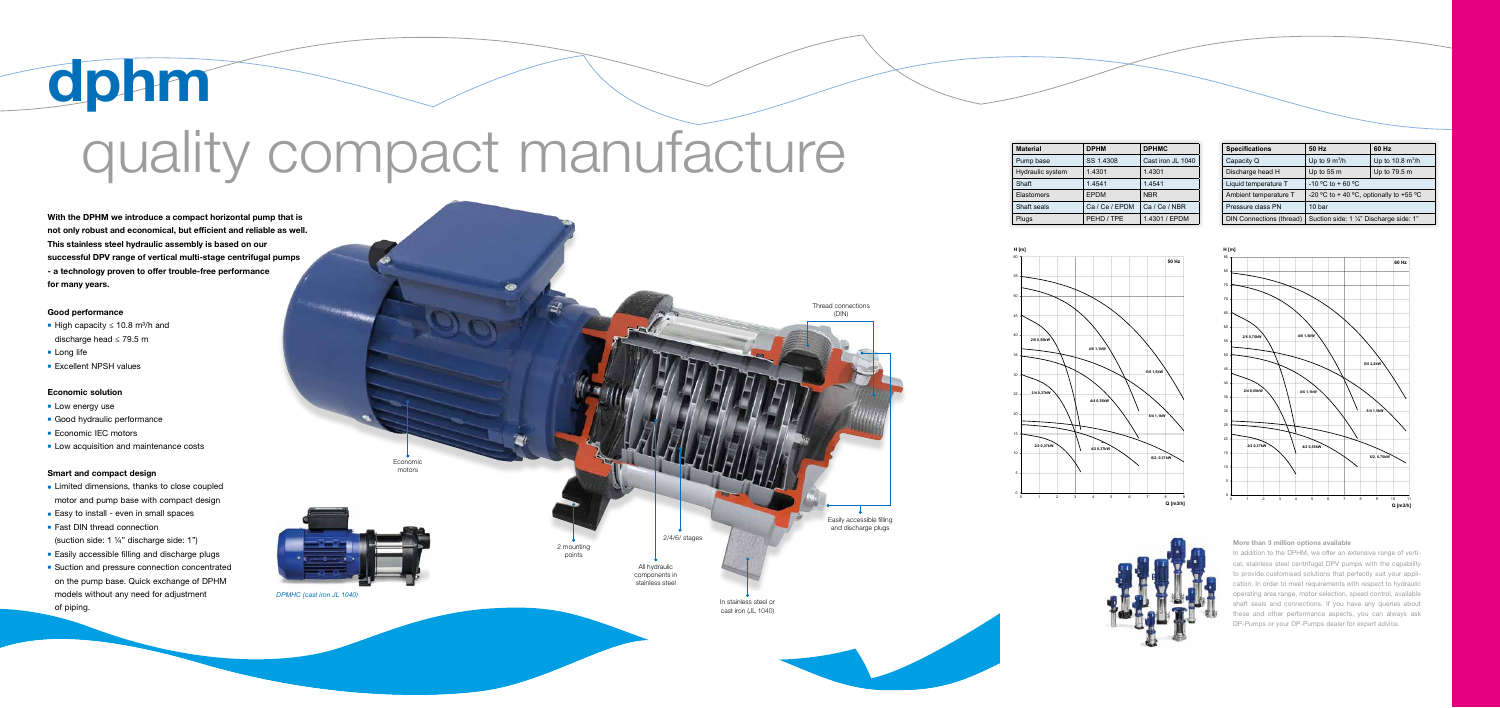# dphm

# quality compact manufacture

**With the DPHM we introduce a compact horizontal pump that is not only robust and economical, but efficient and reliable as well. This stainless steel hydraulic assembly is based on our successful DPV range of vertical multi-stage centrifugal pumps - a technology proven to offer trouble-free performance for many years.**

### Good performance

- High capacity ≤ 10.8 m³/h and discharge head ≤ 79.5 m
- Long life
- Excellent NPSH values

### Economic solution

- Low energy use
- Good hydraulic performance
- Economic IEC motors
- Low acquisition and maintenance costs

### Smart and compact design

- Limited dimensions, thanks to close coupled motor and pump base with compact design
- Easy to install - even in small spaces
- Fast DIN thread connection (suction side: 1 ¼" discharge side: 1")
- Easily accessible filling and discharge plugs
- Suction and pressure connection concentrated on the pump base. Quick exchange of DPHM models without any need for adjustment of piping.

*DPMHC (cast iron JL 1040)*

Economic motors

Thread connections (DIN)

2 mounting points

2/4/6/ stages

All hydraulic components in stainless steel

In stainless steel or cast iron (JL 1040)

Easily accessible filling and discharge plugs

| Material | DPHM | DPHMC |
|---|---|---|
| Pump base | SS 1.4308 | Cast iron JL 1040 |
| Hydraulic system | 1.4301 | 1.4301 |
| Shaft | 1.4541 | 1.4541 |
| Elastomers | EPDM | NBR |
| Shaft seals | Ca / Ce / EPDM | Ca / Ce / NBR |
| Plugs | PEHD / TPE | 1.4301 / EPDM |

| Specifications | 50 Hz | 60 Hz |
|---|---|---|
| Capacity Q | Up to 9 m³/h | Up to 10.8 m³/h |
| Discharge head H | Up to 55 m | Up to 79.5 m |
| Liquid temperature T | -10 °C to + 60 °C | |
| Ambient temperature T | -20 °C to + 40 °C, optionally to +55 °C | |
| Pressure class PN | 10 bar | |
| DIN Connections (thread) | Suction side: 1 ¼" Discharge side: 1" | |

**More than 3 million options available**

In addition to the DPHM, we offer an extensive range of vertical, stainless steel centrifugal DPV pumps with the capability to provide customised solutions that perfectly suit your application. In order to meet requirements with respect to hydraulic operating area range, motor selection, speed control, available shaft seals and connections. If you have any queries about these and other performance aspects, you can always ask DP-Pumps or your DP-Pumps dealer for expert advice.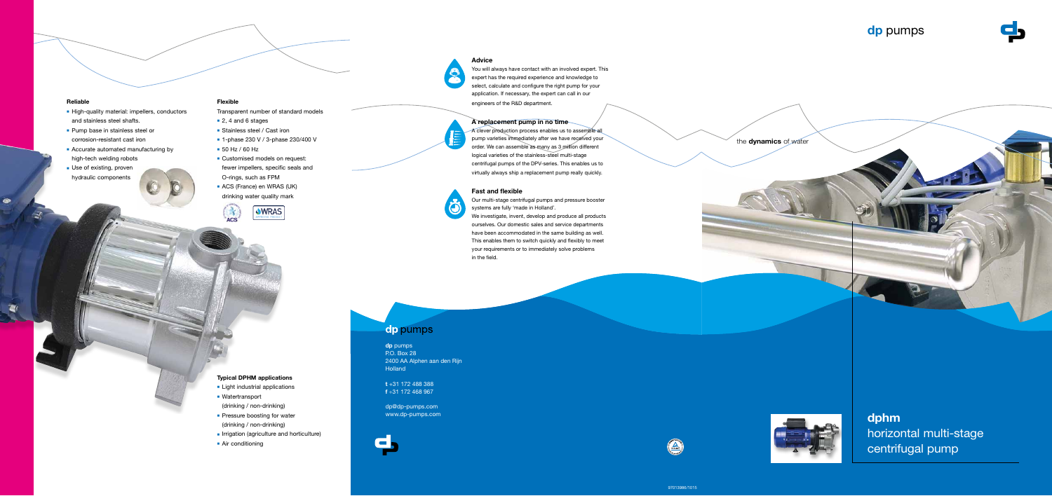## Reliable

- High-quality material: impellers, conductors and stainless steel shafts.
- Pump base in stainless steel or corrosion-resistant cast iron
- Accurate automated manufacturing by high-tech welding robots
- Use of existing, proven hydraulic components

## Flexible

Transparent number of standard models

- 2, 4 and 6 stages
- Stainless steel / Cast iron
- 1-phase 230 V / 3-phase 230/400 V
- 50 Hz / 60 Hz
- Customised models on request: fewer impellers, specific seals and O-rings, such as FPM
- ACS (France) en WRAS (UK) drinking water quality mark

## Typical DPHM applications

- Light industrial applications
- Watertransport (drinking / non-drinking)
- Pressure boosting for water (drinking / non-drinking)
- Irrigation (agriculture and horticulture)
- Air conditioning

## Advice

You will always have contact with an involved expert. This expert has the required experience and knowledge to select, calculate and configure the right pump for your application. If necessary, the expert can call in our engineers of the R&D department.

## A replacement pump in no time

A clever production process enables us to assemble all pump varieties immediately after we have received your order. We can assemble as many as 3 million different logical varieties of the stainless-steel multi-stage centrifugal pumps of the DPV-series. This enables us to virtually always ship a replacement pump really quickly.

## Fast and flexible

Our multi-stage centrifugal pumps and pressure booster systems are fully 'made in Holland'.
We investigate, invent, develop and produce all products ourselves. Our domestic sales and service departments have been accommodated in the same building as well. This enables them to switch quickly and flexibly to meet your requirements or to immediately solve problems in the field.

## dp pumps

**dp** pumps
P.O. Box 28
2400 AA Alphen aan den Rijn
Holland

**t** +31 172 488 388
**f** +31 172 468 967

dp@dp-pumps.com
www.dp-pumps.com

**dp** pumps

the **dynamics** of water

# dphm
horizontal multi-stage centrifugal pump

97013986/1015